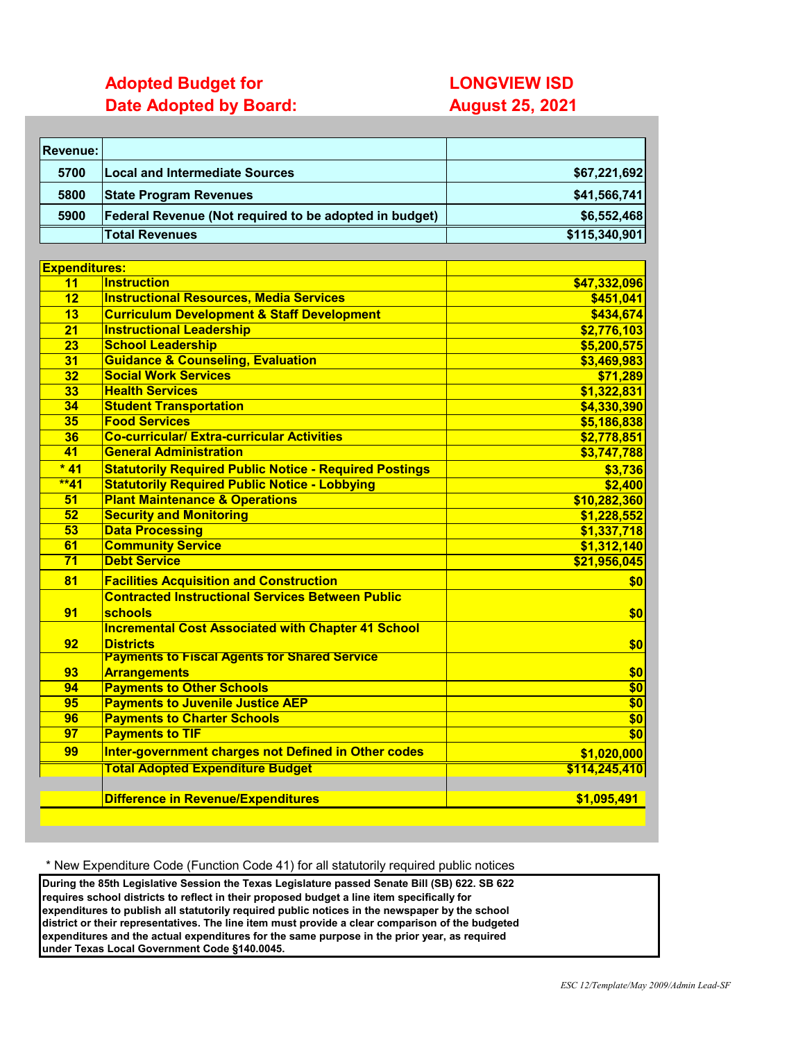| Adopted Budget for | LONGVIEW ISD |
|---|---|
| Date Adopted by Board: | August 25, 2021 |

| Revenue: | | |
|---|---|---|
| 5700 | Local and Intermediate Sources | $67,221,692 |
| 5800 | State Program Revenues | $41,566,741 |
| 5900 | Federal Revenue (Not required to be adopted in budget) | $6,552,468 |
| | Total Revenues | $115,340,901 |

| Expenditures: | | |
|---|---|---|
| 11 | Instruction | $47,332,096 |
| 12 | Instructional Resources, Media Services | $451,041 |
| 13 | Curriculum Development & Staff Development | $434,674 |
| 21 | Instructional Leadership | $2,776,103 |
| 23 | School Leadership | $5,200,575 |
| 31 | Guidance & Counseling, Evaluation | $3,469,983 |
| 32 | Social Work Services | $71,289 |
| 33 | Health Services | $1,322,831 |
| 34 | Student Transportation | $4,330,390 |
| 35 | Food Services | $5,186,838 |
| 36 | Co-curricular/ Extra-curricular Activities | $2,778,851 |
| 41 | General Administration | $3,747,788 |
| * 41 | Statutorily Required Public Notice - Required Postings | $3,736 |
| **41 | Statutorily Required Public Notice - Lobbying | $2,400 |
| 51 | Plant Maintenance & Operations | $10,282,360 |
| 52 | Security and Monitoring | $1,228,552 |
| 53 | Data Processing | $1,337,718 |
| 61 | Community Service | $1,312,140 |
| 71 | Debt Service | $21,956,045 |
| 81 | Facilities Acquisition and Construction | $0 |
| 91 | Contracted Instructional Services Between Public schools | $0 |
| 92 | Incremental Cost Associated with Chapter 41 School Districts | $0 |
| 93 | Payments to Fiscal Agents for Shared Service Arrangements | $0 |
| 94 | Payments to Other Schools | $0 |
| 95 | Payments to Juvenile Justice AEP | $0 |
| 96 | Payments to Charter Schools | $0 |
| 97 | Payments to TIF | $0 |
| 99 | Inter-government charges not Defined in Other codes | $1,020,000 |
| | Total Adopted Expenditure Budget | $114,245,410 |
| | | |
| | Difference in Revenue/Expenditures | $1,095,491 |

* New Expenditure Code (Function Code 41) for all statutorily required public notices

**During the 85th Legislative Session the Texas Legislature passed Senate Bill (SB) 622. SB 622 requires school districts to reflect in their proposed budget a line item specifically for expenditures to publish all statutorily required public notices in the newspaper by the school district or their representatives. The line item must provide a clear comparison of the budgeted expenditures and the actual expenditures for the same purpose in the prior year, as required under Texas Local Government Code §140.0045.**

*ESC 12/Template/May 2009/Admin Lead-SF*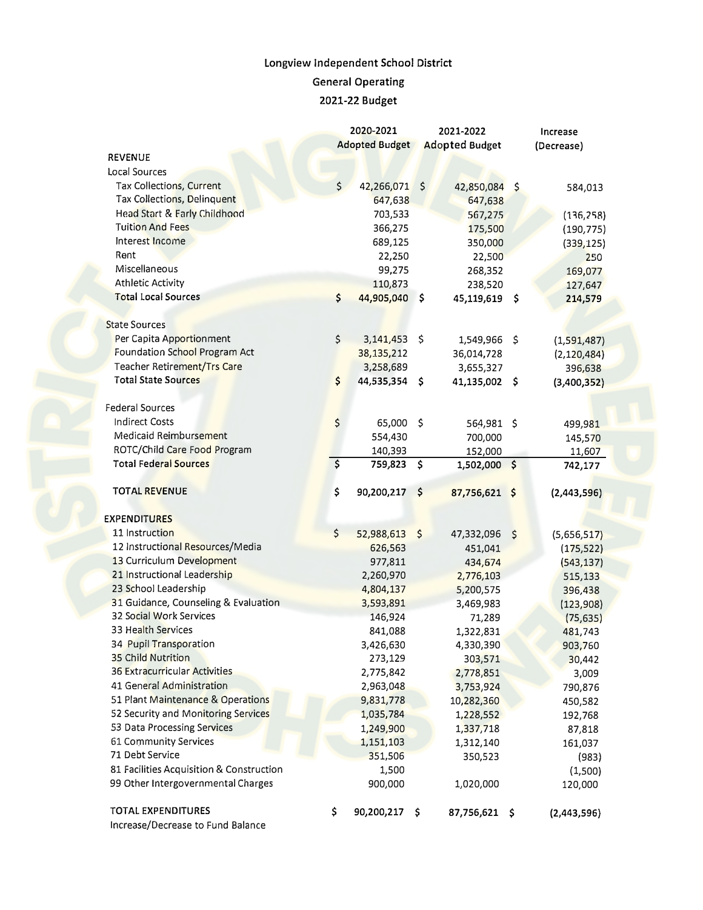# Longview Independent School District

## General Operating

## 2021-22 Budget

| | 2020-2021 Adopted Budget | 2021-2022 Adopted Budget | Increase (Decrease) |
|---|---|---|---|
| **REVENUE** | | | |
| Local Sources | | | |
| Tax Collections, Current | $ 42,266,071 | $ 42,850,084 | $ 584,013 |
| Tax Collections, Delinquent | 647,638 | 647,638 | |
| Head Start & Early Childhood | 703,533 | 567,275 | (136,258) |
| Tuition And Fees | 366,275 | 175,500 | (190,775) |
| Interest Income | 689,125 | 350,000 | (339,125) |
| Rent | 22,250 | 22,500 | 250 |
| Miscellaneous | 99,275 | 268,352 | 169,077 |
| Athletic Activity | 110,873 | 238,520 | 127,647 |
| **Total Local Sources** | **$ 44,905,040** | **$ 45,119,619** | **$ 214,579** |
| | | | |
| State Sources | | | |
| Per Capita Apportionment | $ 3,141,453 | $ 1,549,966 | $ (1,591,487) |
| Foundation School Program Act | 38,135,212 | 36,014,728 | (2,120,484) |
| Teacher Retirement/Trs Care | 3,258,689 | 3,655,327 | 396,638 |
| **Total State Sources** | **$ 44,535,354** | **$ 41,135,002** | **$ (3,400,352)** |
| | | | |
| Federal Sources | | | |
| Indirect Costs | $ 65,000 | $ 564,981 | $ 499,981 |
| Medicaid Reimbursement | 554,430 | 700,000 | 145,570 |
| ROTC/Child Care Food Program | 140,393 | 152,000 | 11,607 |
| **Total Federal Sources** | **$ 759,823** | **$ 1,502,000** | **$ 742,177** |
| | | | |
| **TOTAL REVENUE** | **$ 90,200,217** | **$ 87,756,621** | **$ (2,443,596)** |
| | | | |
| **EXPENDITURES** | | | |
| 11 Instruction | $ 52,988,613 | $ 47,332,096 | $ (5,656,517) |
| 12 Instructional Resources/Media | 626,563 | 451,041 | (175,522) |
| 13 Curriculum Development | 977,811 | 434,674 | (543,137) |
| 21 Instructional Leadership | 2,260,970 | 2,776,103 | 515,133 |
| 23 School Leadership | 4,804,137 | 5,200,575 | 396,438 |
| 31 Guidance, Counseling & Evaluation | 3,593,891 | 3,469,983 | (123,908) |
| 32 Social Work Services | 146,924 | 71,289 | (75,635) |
| 33 Health Services | 841,088 | 1,322,831 | 481,743 |
| 34 Pupil Transporation | 3,426,630 | 4,330,390 | 903,760 |
| 35 Child Nutrition | 273,129 | 303,571 | 30,442 |
| 36 Extracurricular Activities | 2,775,842 | 2,778,851 | 3,009 |
| 41 General Administration | 2,963,048 | 3,753,924 | 790,876 |
| 51 Plant Maintenance & Operations | 9,831,778 | 10,282,360 | 450,582 |
| 52 Security and Monitoring Services | 1,035,784 | 1,228,552 | 192,768 |
| 53 Data Processing Services | 1,249,900 | 1,337,718 | 87,818 |
| 61 Community Services | 1,151,103 | 1,312,140 | 161,037 |
| 71 Debt Service | 351,506 | 350,523 | (983) |
| 81 Facilities Acquisition & Construction | 1,500 | | (1,500) |
| 99 Other Intergovernmental Charges | 900,000 | 1,020,000 | 120,000 |
| | | | |
| **TOTAL EXPENDITURES** | **$ 90,200,217** | **$ 87,756,621** | **$ (2,443,596)** |
| Increase/Decrease to Fund Balance | | | |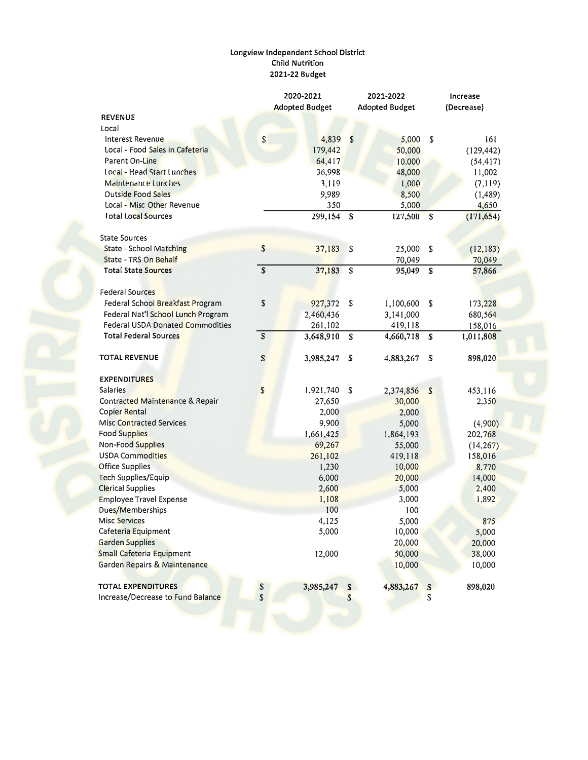Longview Independent School District
Child Nutrition
2021-22 Budget

| | 2020-2021 Adopted Budget | 2021-2022 Adopted Budget | Increase (Decrease) |
|---|---|---|---|
| **REVENUE** | | | |
| Local | | | |
| Interest Revenue | $ 4,839 | $ 5,000 | $ 161 |
| Local - Food Sales in Cafeteria | 179,442 | 50,000 | (129,442) |
| Parent On-Line | 64,417 | 10,000 | (54,417) |
| Local - Head Start Lunches | 36,998 | 48,000 | 11,002 |
| Maintenance Lunches | 3,119 | 1,000 | (2,119) |
| Outside Food Sales | 9,989 | 8,500 | (1,489) |
| Local - Misc Other Revenue | 350 | 5,000 | 4,650 |
| Total Local Sources | 299,154 | $ 127,500 | $ (171,654) |
| | | | |
| State Sources | | | |
| State - School Matching | $ 37,183 | $ 25,000 | $ (12,183) |
| State - TRS On Behalf | | 70,049 | 70,049 |
| **Total State Sources** | $ 37,183 | $ 95,049 | $ 57,866 |
| | | | |
| Federal Sources | | | |
| Federal School Breakfast Program | $ 927,372 | $ 1,100,600 | $ 173,228 |
| Federal Nat'l School Lunch Program | 2,460,436 | 3,141,000 | 680,564 |
| Federal USDA Donated Commodities | 261,102 | 419,118 | 158,016 |
| **Total Federal Sources** | $ 3,648,910 | $ 4,660,718 | $ 1,011,808 |
| | | | |
| **TOTAL REVENUE** | $ 3,985,247 | $ 4,883,267 | $ 898,020 |
| | | | |
| **EXPENDITURES** | | | |
| Salaries | $ 1,921,740 | $ 2,374,856 | $ 453,116 |
| Contracted Maintenance & Repair | 27,650 | 30,000 | 2,350 |
| Copier Rental | 2,000 | 2,000 | |
| Misc Contracted Services | 9,900 | 5,000 | (4,900) |
| Food Supplies | 1,661,425 | 1,864,193 | 202,768 |
| Non-Food Supplies | 69,267 | 55,000 | (14,267) |
| USDA Commodities | 261,102 | 419,118 | 158,016 |
| Office Supplies | 1,230 | 10,000 | 8,770 |
| Tech Supplies/Equip | 6,000 | 20,000 | 14,000 |
| Clerical Supplies | 2,600 | 5,000 | 2,400 |
| Employee Travel Expense | 1,108 | 3,000 | 1,892 |
| Dues/Memberships | 100 | 100 | |
| Misc Services | 4,125 | 5,000 | 875 |
| Cafeteria Equipment | 5,000 | 10,000 | 5,000 |
| Garden Supplies | | 20,000 | 20,000 |
| Small Cafeteria Equipment | 12,000 | 50,000 | 38,000 |
| Garden Repairs & Maintenance | | 10,000 | 10,000 |
| | | | |
| **TOTAL EXPENDITURES** | $ 3,985,247 | $ 4,883,267 | $ 898,020 |
| Increase/Decrease to Fund Balance | $ | $ | $ |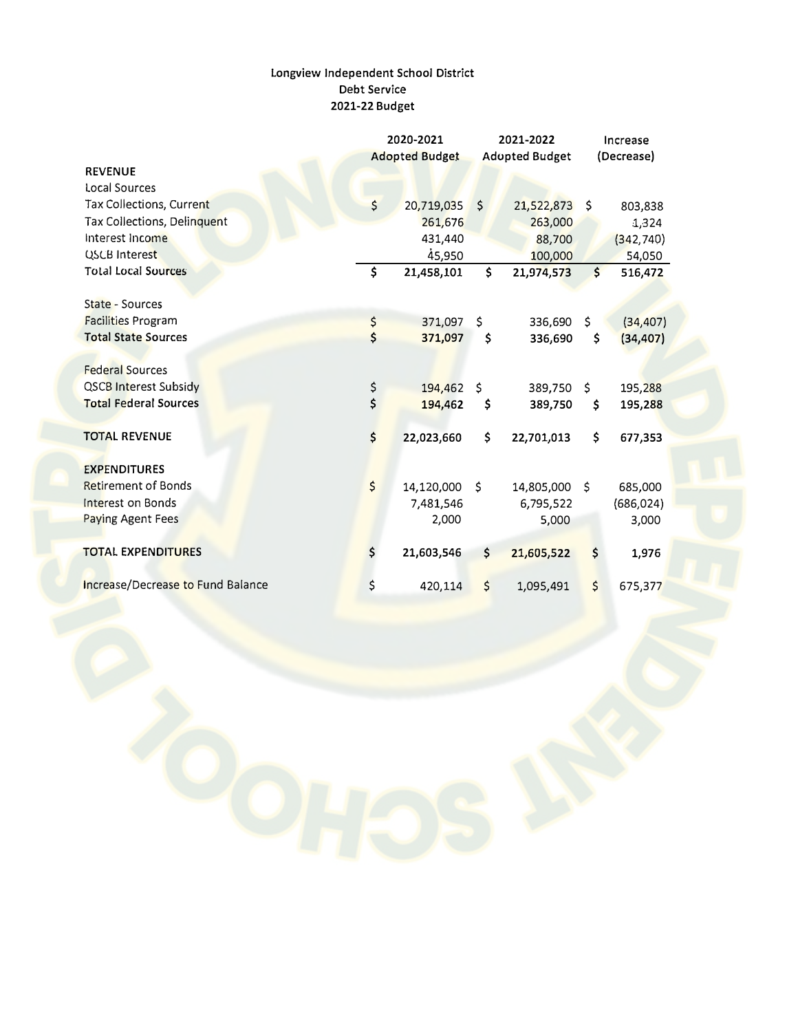Longview Independent School District
Debt Service
2021-22 Budget

| | 2020-2021 Adopted Budget | 2021-2022 Adopted Budget | Increase (Decrease) |
|---|---|---|---|
| **REVENUE** | | | |
| Local Sources | | | |
| Tax Collections, Current | $ 20,719,035 | $ 21,522,873 | $ 803,838 |
| Tax Collections, Delinquent | 261,676 | 263,000 | 1,324 |
| Interest Income | 431,440 | 88,700 | (342,740) |
| QSCB Interest | 45,950 | 100,000 | 54,050 |
| **Total Local Sources** | **$ 21,458,101** | **$ 21,974,573** | **$ 516,472** |
| | | | |
| State - Sources | | | |
| Facilities Program | $ 371,097 | $ 336,690 | $ (34,407) |
| **Total State Sources** | **$ 371,097** | **$ 336,690** | **$ (34,407)** |
| | | | |
| Federal Sources | | | |
| QSCB Interest Subsidy | $ 194,462 | $ 389,750 | $ 195,288 |
| **Total Federal Sources** | **$ 194,462** | **$ 389,750** | **$ 195,288** |
| | | | |
| **TOTAL REVENUE** | **$ 22,023,660** | **$ 22,701,013** | **$ 677,353** |
| | | | |
| **EXPENDITURES** | | | |
| Retirement of Bonds | $ 14,120,000 | $ 14,805,000 | $ 685,000 |
| Interest on Bonds | 7,481,546 | 6,795,522 | (686,024) |
| Paying Agent Fees | 2,000 | 5,000 | 3,000 |
| | | | |
| **TOTAL EXPENDITURES** | **$ 21,603,546** | **$ 21,605,522** | **$ 1,976** |
| | | | |
| Increase/Decrease to Fund Balance | $ 420,114 | $ 1,095,491 | $ 675,377 |